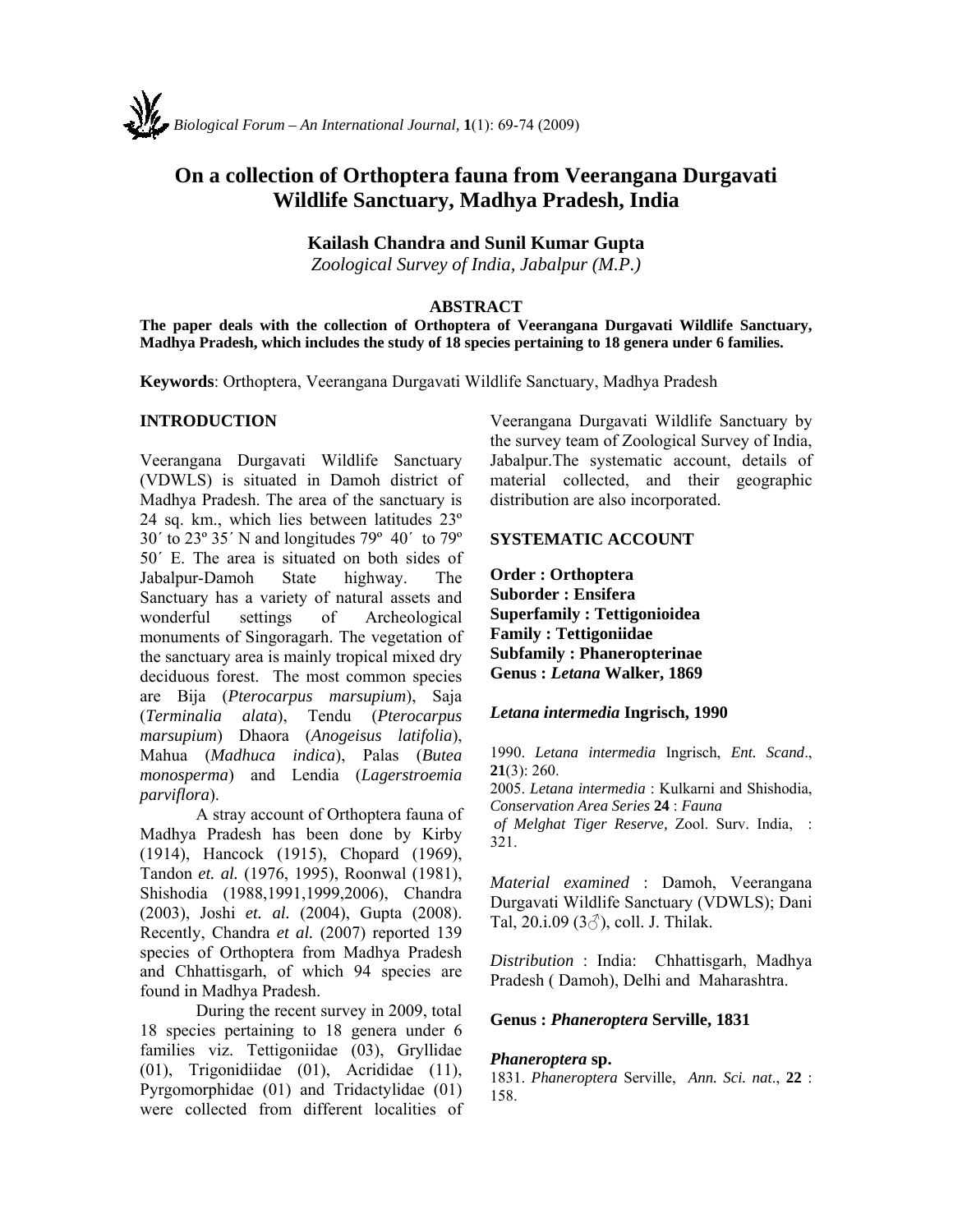# On a collection of Orthoptera fauna from Veerangana Durgavati Wildlife Sanctuary, Madhya Pradesh, India

**Kailash Chandra and Sunil Kumar Gupta**

*Zoological Survey of India, Jabalpur (M.P.)*

## ABSTRACT

**The paper deals with the collection of Orthoptera of Veerangana Durgavati Wildlife Sanctuary, Madhya Pradesh, which includes the study of 18 species pertaining to 18 genera under 6 families.**

**Keywords**: Orthoptera, Veerangana Durgavati Wildlife Sanctuary, Madhya Pradesh

## INTRODUCTION

Veerangana Durgavati Wildlife Sanctuary (VDWLS) is situated in Damoh district of Madhya Pradesh. The area of the sanctuary is 24 sq. km., which lies between latitudes 23º 30´ to 23º 35´ N and longitudes 79º 40´ to 79º 50´ E. The area is situated on both sides of Jabalpur-Damoh State highway. The Sanctuary has a variety of natural assets and wonderful settings of Archeological monuments of Singoragarh. The vegetation of the sanctuary area is mainly tropical mixed dry deciduous forest. The most common species are Bija (*Pterocarpus marsupium*), Saja (*Terminalia alata*), Tendu (*Pterocarpus marsupium*) Dhaora (*Anogeisus latifolia*), Mahua (*Madhuca indica*), Palas (*Butea monosperma*) and Lendia (*Lagerstroemia parviflora*).

A stray account of Orthoptera fauna of Madhya Pradesh has been done by Kirby (1914), Hancock (1915), Chopard (1969), Tandon *et. al.* (1976, 1995), Roonwal (1981), Shishodia (1988,1991,1999,2006), Chandra (2003), Joshi *et. al.* (2004), Gupta (2008). Recently, Chandra *et al.* (2007) reported 139 species of Orthoptera from Madhya Pradesh and Chhattisgarh, of which 94 species are found in Madhya Pradesh.

During the recent survey in 2009, total 18 species pertaining to 18 genera under 6 families viz. Tettigoniidae (03), Gryllidae (01), Trigonidiidae (01), Acrididae (11), Pyrgomorphidae (01) and Tridactylidae (01) were collected from different localities of Veerangana Durgavati Wildlife Sanctuary by the survey team of Zoological Survey of India, Jabalpur.The systematic account, details of material collected, and their geographic distribution are also incorporated.

## SYSTEMATIC ACCOUNT

**Order : Orthoptera**
**Suborder : Ensifera**
**Superfamily : Tettigonioidea**
**Family : Tettigoniidae**
**Subfamily : Phaneropterinae**
**Genus : *Letana* Walker, 1869**

### *Letana intermedia* Ingrisch, 1990

1990. *Letana intermedia* Ingrisch, *Ent. Scand*., **21**(3): 260.
2005. *Letana intermedia* : Kulkarni and Shishodia, *Conservation Area Series* **24** : *Fauna of Melghat Tiger Reserve,* Zool. Surv. India, : 321.

*Material examined* : Damoh, Veerangana Durgavati Wildlife Sanctuary (VDWLS); Dani Tal, 20.i.09 (3♂), coll. J. Thilak.

*Distribution* : India: Chhattisgarh, Madhya Pradesh ( Damoh), Delhi and Maharashtra.

**Genus : *Phaneroptera* Serville, 1831**

### *Phaneroptera* sp.

1831. *Phaneroptera* Serville, *Ann. Sci. nat*., **22** : 158.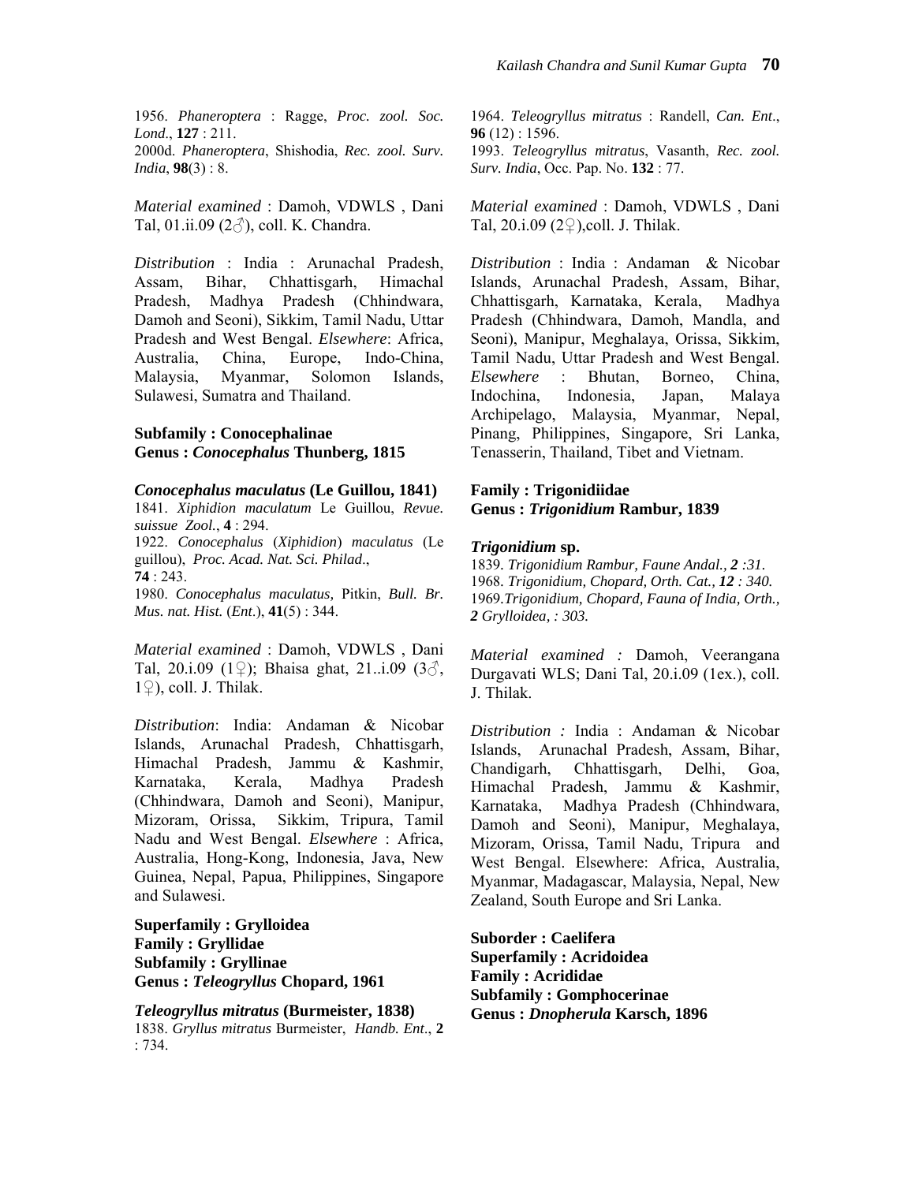1956. *Phaneroptera* : Ragge, *Proc. zool. Soc. Lond*., **127** : 211.
2000d. *Phaneroptera*, Shishodia, *Rec. zool. Surv. India*, **98**(3) : 8.

*Material examined* : Damoh, VDWLS , Dani Tal, 01.ii.09 (2♂), coll. K. Chandra.

*Distribution* : India : Arunachal Pradesh, Assam, Bihar, Chhattisgarh, Himachal Pradesh, Madhya Pradesh (Chhindwara, Damoh and Seoni), Sikkim, Tamil Nadu, Uttar Pradesh and West Bengal. *Elsewhere*: Africa, Australia, China, Europe, Indo-China, Malaysia, Myanmar, Solomon Islands, Sulawesi, Sumatra and Thailand.

**Subfamily : Conocephalinae**
**Genus : *Conocephalus* Thunberg, 1815**

***Conocephalus maculatus* (Le Guillou, 1841)**

1841. *Xiphidion maculatum* Le Guillou, *Revue. suissue Zool.*, **4** : 294.
1922. *Conocephalus* (*Xiphidion*) *maculatus* (Le guillou), *Proc. Acad. Nat. Sci. Philad*., **74** : 243.
1980. *Conocephalus maculatus,* Pitkin, *Bull. Br. Mus. nat. Hist.* (*Ent*.), **41**(5) : 344.

*Material examined* : Damoh, VDWLS , Dani Tal, 20.i.09 (1♀); Bhaisa ghat, 21..i.09 (3♂, 1♀), coll. J. Thilak.

*Distribution*: India: Andaman & Nicobar Islands, Arunachal Pradesh, Chhattisgarh, Himachal Pradesh, Jammu & Kashmir, Karnataka, Kerala, Madhya Pradesh (Chhindwara, Damoh and Seoni), Manipur, Mizoram, Orissa, Sikkim, Tripura, Tamil Nadu and West Bengal. *Elsewhere* : Africa, Australia, Hong-Kong, Indonesia, Java, New Guinea, Nepal, Papua, Philippines, Singapore and Sulawesi.

**Superfamily : Grylloidea**
**Family : Gryllidae**
**Subfamily : Gryllinae**
**Genus : *Teleogryllus* Chopard, 1961**

***Teleogryllus mitratus* (Burmeister, 1838)**

1838. *Gryllus mitratus* Burmeister, *Handb. Ent*., **2** : 734.
1964. *Teleogryllus mitratus* : Randell, *Can. Ent*., **96** (12) : 1596.
1993. *Teleogryllus mitratus*, Vasanth, *Rec. zool. Surv. India*, Occ. Pap. No. **132** : 77.

*Material examined* : Damoh, VDWLS , Dani Tal, 20.i.09 (2♀),coll. J. Thilak.

*Distribution* : India : Andaman & Nicobar Islands, Arunachal Pradesh, Assam, Bihar, Chhattisgarh, Karnataka, Kerala, Madhya Pradesh (Chhindwara, Damoh, Mandla, and Seoni), Manipur, Meghalaya, Orissa, Sikkim, Tamil Nadu, Uttar Pradesh and West Bengal. *Elsewhere* : Bhutan, Borneo, China, Indochina, Indonesia, Japan, Malaya Archipelago, Malaysia, Myanmar, Nepal, Pinang, Philippines, Singapore, Sri Lanka, Tenasserin, Thailand, Tibet and Vietnam.

**Family : Trigonidiidae**
**Genus : *Trigonidium* Rambur, 1839**

***Trigonidium* sp.**

*1839. Trigonidium Rambur, Faune Andal., **2** :31.*
*1968. Trigonidium, Chopard, Orth. Cat., **12** : 340.*
*1969.Trigonidium, Chopard, Fauna of India, Orth., **2** Grylloidea, : 303.*

*Material examined :* Damoh, Veerangana Durgavati WLS; Dani Tal, 20.i.09 (1ex.), coll. J. Thilak.

*Distribution :* India : Andaman & Nicobar Islands, Arunachal Pradesh, Assam, Bihar, Chandigarh, Chhattisgarh, Delhi, Goa, Himachal Pradesh, Jammu & Kashmir, Karnataka, Madhya Pradesh (Chhindwara, Damoh and Seoni), Manipur, Meghalaya, Mizoram, Orissa, Tamil Nadu, Tripura and West Bengal. Elsewhere: Africa, Australia, Myanmar, Madagascar, Malaysia, Nepal, New Zealand, South Europe and Sri Lanka.

**Suborder : Caelifera**
**Superfamily : Acridoidea**
**Family : Acrididae**
**Subfamily : Gomphocerinae**
**Genus : *Dnopherula* Karsch, 1896**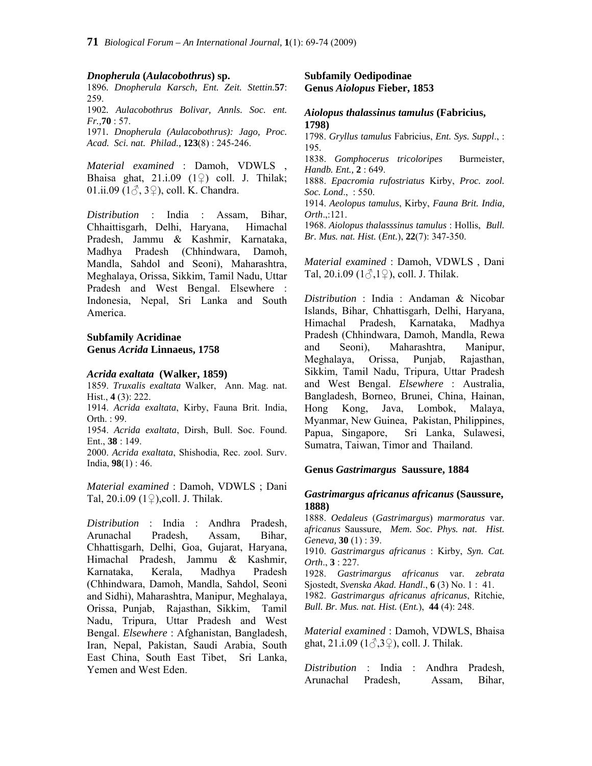### *Dnopherula* (*Aulacobothrus*) sp.

1896. *Dnopherula Karsch, Ent. Zeit. Stettin.***57**: 259.

1902. *Aulacobothrus Bolivar, Annls. Soc. ent. Fr.,***70** : 57.

1971. *Dnopherula (Aulacobothrus): Jago, Proc. Acad. Sci. nat. Philad.,* **123**(8) : 245-246.

*Material examined* : Damoh, VDWLS , Bhaisa ghat, 21.i.09 (1♀) coll. J. Thilak; 01.ii.09 (1♂, 3♀), coll. K. Chandra.

*Distribution* : India : Assam, Bihar, Chhaittisgarh, Delhi, Haryana, Himachal Pradesh, Jammu & Kashmir, Karnataka, Madhya Pradesh (Chhindwara, Damoh, Mandla, Sahdol and Seoni), Maharashtra, Meghalaya, Orissa, Sikkim, Tamil Nadu, Uttar Pradesh and West Bengal. Elsewhere : Indonesia, Nepal, Sri Lanka and South America.

## Subfamily Acridinae
## Genus *Acrida* Linnaeus, 1758

### *Acrida exaltata* (Walker, 1859)

1859. *Truxalis exaltata* Walker, Ann. Mag. nat. Hist., **4** (3): 222.

1914. *Acrida exaltata*, Kirby, Fauna Brit. India, Orth. : 99.

1954. *Acrida exaltata*, Dirsh, Bull. Soc. Found. Ent., **38** : 149.

2000. *Acrida exaltata*, Shishodia, Rec. zool. Surv. India, **98**(1) : 46.

*Material examined* : Damoh, VDWLS ; Dani Tal, 20.i.09 (1♀),coll. J. Thilak.

*Distribution* : India : Andhra Pradesh, Arunachal Pradesh, Assam, Bihar, Chhattisgarh, Delhi, Goa, Gujarat, Haryana, Himachal Pradesh, Jammu & Kashmir, Karnataka, Kerala, Madhya Pradesh (Chhindwara, Damoh, Mandla, Sahdol, Seoni and Sidhi), Maharashtra, Manipur, Meghalaya, Orissa, Punjab, Rajasthan, Sikkim, Tamil Nadu, Tripura, Uttar Pradesh and West Bengal. *Elsewhere* : Afghanistan, Bangladesh, Iran, Nepal, Pakistan, Saudi Arabia, South East China, South East Tibet, Sri Lanka, Yemen and West Eden.

## Subfamily Oedipodinae
## Genus *Aiolopus* Fieber, 1853

### *Aiolopus thalassinus tamulus* (Fabricius, 1798)

1798. *Gryllus tamulus* Fabricius, *Ent. Sys. Suppl*., : 195.

1838. *Gomphocerus tricoloripes* Burmeister, *Handb. Ent.,* **2** : 649.

1888. *Epacromia rufostriatus* Kirby, *Proc. zool. Soc. Lond*., : 550.

1914. *Aeolopus tamulus*, Kirby, *Fauna Brit. India, Orth*.,:121.

1968. *Aiolopus thalasssinus tamulus* : Hollis, *Bull. Br. Mus. nat. Hist.* (*Ent.*), **22**(7): 347-350.

*Material examined* : Damoh, VDWLS , Dani Tal, 20.i.09 (1♂,1♀), coll. J. Thilak.

*Distribution* : India : Andaman & Nicobar Islands, Bihar, Chhattisgarh, Delhi, Haryana, Himachal Pradesh, Karnataka, Madhya Pradesh (Chhindwara, Damoh, Mandla, Rewa and Seoni), Maharashtra, Manipur, Meghalaya, Orissa, Punjab, Rajasthan, Sikkim, Tamil Nadu, Tripura, Uttar Pradesh and West Bengal. *Elsewhere* : Australia, Bangladesh, Borneo, Brunei, China, Hainan, Hong Kong, Java, Lombok, Malaya, Myanmar, New Guinea, Pakistan, Philippines, Papua, Singapore, Sri Lanka, Sulawesi, Sumatra, Taiwan, Timor and Thailand.

## Genus *Gastrimargus* Saussure, 1884

### *Gastrimargus africanus africanus* (Saussure, 1888)

1888. *Oedaleus* (*Gastrimargus*) *marmoratus* var. *africanus* Saussure, *Mem. Soc. Phys. nat. Hist. Geneva,* **30** (1) : 39.

1910. *Gastrimargus africanus* : Kirby, *Syn. Cat. Orth*., **3** : 227.

1928. *Gastrimargus africanus* var. *zebrata* Sjostedt, *Svenska Akad. Handl*., **6** (3) No. 1 : 41.

1982. *Gastrimargus africanus africanus*, Ritchie, *Bull. Br. Mus. nat. Hist.* (*Ent.*), **44** (4): 248.

*Material examined* : Damoh, VDWLS, Bhaisa ghat, 21.i.09 (1♂,3♀), coll. J. Thilak.

*Distribution* : India : Andhra Pradesh, Arunachal Pradesh, Assam, Bihar,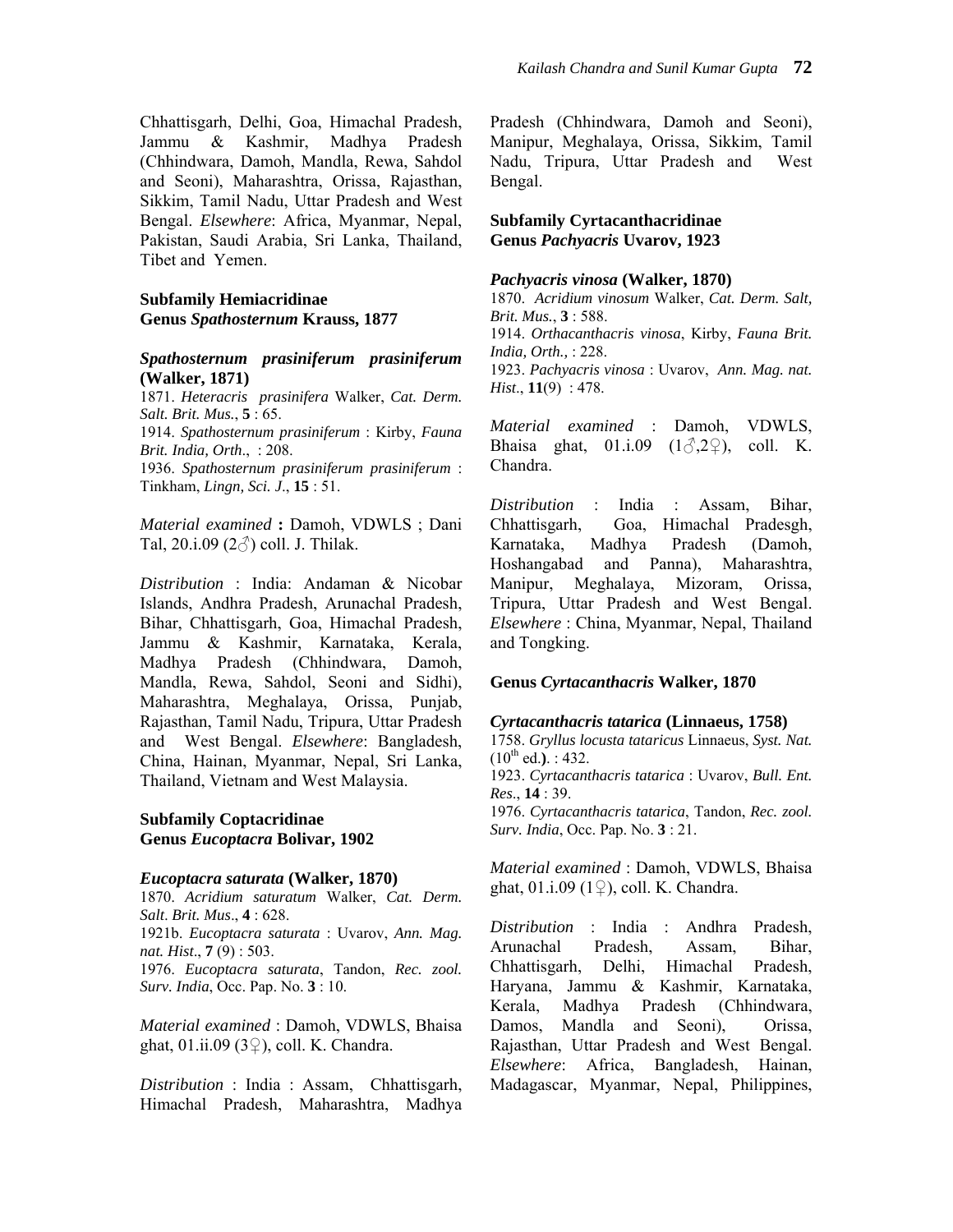Chhattisgarh, Delhi, Goa, Himachal Pradesh, Jammu & Kashmir, Madhya Pradesh (Chhindwara, Damoh, Mandla, Rewa, Sahdol and Seoni), Maharashtra, Orissa, Rajasthan, Sikkim, Tamil Nadu, Uttar Pradesh and West Bengal. *Elsewhere*: Africa, Myanmar, Nepal, Pakistan, Saudi Arabia, Sri Lanka, Thailand, Tibet and Yemen.

**Subfamily Hemiacridinae**
**Genus *Spathosternum* Krauss, 1877**

***Spathosternum prasiniferum prasiniferum* (Walker, 1871)**

1871. *Heteracris prasinifera* Walker, *Cat. Derm. Salt. Brit. Mus.*, **5** : 65.
1914. *Spathosternum prasiniferum* : Kirby, *Fauna Brit. India, Orth*., : 208.
1936. *Spathosternum prasiniferum prasiniferum* : Tinkham, *Lingn, Sci. J*., **15** : 51.

*Material examined* **:** Damoh, VDWLS ; Dani Tal, 20.i.09 (2♂) coll. J. Thilak.

*Distribution* : India: Andaman & Nicobar Islands, Andhra Pradesh, Arunachal Pradesh, Bihar, Chhattisgarh, Goa, Himachal Pradesh, Jammu & Kashmir, Karnataka, Kerala, Madhya Pradesh (Chhindwara, Damoh, Mandla, Rewa, Sahdol, Seoni and Sidhi), Maharashtra, Meghalaya, Orissa, Punjab, Rajasthan, Tamil Nadu, Tripura, Uttar Pradesh and West Bengal. *Elsewhere*: Bangladesh, China, Hainan, Myanmar, Nepal, Sri Lanka, Thailand, Vietnam and West Malaysia.

**Subfamily Coptacridinae**
**Genus *Eucoptacra* Bolivar, 1902**

***Eucoptacra saturata* (Walker, 1870)**

1870. *Acridium saturatum* Walker, *Cat. Derm. Salt. Brit. Mus*., **4** : 628.
1921b. *Eucoptacra saturata* : Uvarov, *Ann. Mag. nat. Hist*., **7** (9) : 503.
1976. *Eucoptacra saturata*, Tandon, *Rec. zool. Surv. India*, Occ. Pap. No. **3** : 10.

*Material examined* : Damoh, VDWLS, Bhaisa ghat, 01.ii.09 (3♀), coll. K. Chandra.

*Distribution* : India : Assam, Chhattisgarh, Himachal Pradesh, Maharashtra, Madhya Pradesh (Chhindwara, Damoh and Seoni), Manipur, Meghalaya, Orissa, Sikkim, Tamil Nadu, Tripura, Uttar Pradesh and West Bengal.

**Subfamily Cyrtacanthacridinae**
**Genus *Pachyacris* Uvarov, 1923**

***Pachyacris vinosa* (Walker, 1870)**

1870. *Acridium vinosum* Walker, *Cat. Derm. Salt, Brit. Mus.*, **3** : 588.
1914. *Orthacanthacris vinosa*, Kirby, *Fauna Brit. India, Orth.,* : 228.
1923. *Pachyacris vinosa* : Uvarov, *Ann. Mag. nat. Hist*., **11**(9) : 478.

*Material examined* : Damoh, VDWLS, Bhaisa ghat, 01.i.09 (1♂,2♀), coll. K. Chandra.

*Distribution* : India : Assam, Bihar, Chhattisgarh, Goa, Himachal Pradesgh, Karnataka, Madhya Pradesh (Damoh, Hoshangabad and Panna), Maharashtra, Manipur, Meghalaya, Mizoram, Orissa, Tripura, Uttar Pradesh and West Bengal. *Elsewhere* : China, Myanmar, Nepal, Thailand and Tongking.

**Genus *Cyrtacanthacris* Walker, 1870**

***Cyrtacanthacris tatarica* (Linnaeus, 1758)**

1758. *Gryllus locusta tataricus* Linnaeus, *Syst. Nat.* (10th ed.**)**. : 432.
1923. *Cyrtacanthacris tatarica* : Uvarov, *Bull. Ent. Res*., **14** : 39.
1976. *Cyrtacanthacris tatarica*, Tandon, *Rec. zool. Surv. India*, Occ. Pap. No. **3** : 21.

*Material examined* : Damoh, VDWLS, Bhaisa ghat, 01.i.09 (1♀), coll. K. Chandra.

*Distribution* : India : Andhra Pradesh, Arunachal Pradesh, Assam, Bihar, Chhattisgarh, Delhi, Himachal Pradesh, Haryana, Jammu & Kashmir, Karnataka, Kerala, Madhya Pradesh (Chhindwara, Damos, Mandla and Seoni), Orissa, Rajasthan, Uttar Pradesh and West Bengal. *Elsewhere*: Africa, Bangladesh, Hainan, Madagascar, Myanmar, Nepal, Philippines,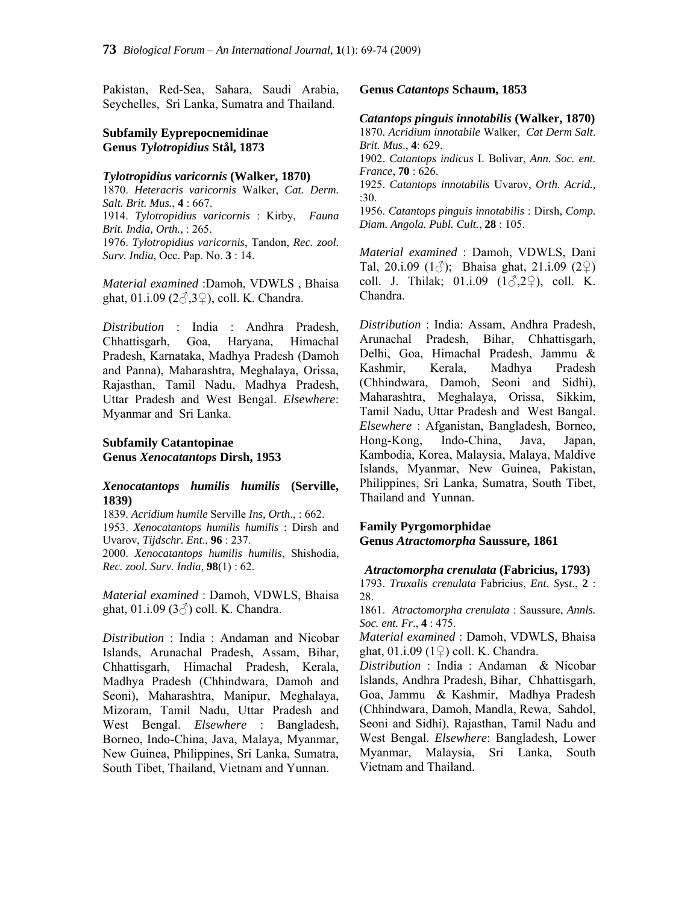Pakistan, Red-Sea, Sahara, Saudi Arabia, Seychelles, Sri Lanka, Sumatra and Thailand.

**Subfamily Eyprepocnemidinae**
**Genus *Tylotropidius* Stål, 1873**

***Tylotropidius varicornis* (Walker, 1870)**

1870. *Heteracris varicornis* Walker, *Cat. Derm. Salt. Brit. Mus.*, **4** : 667.
1914. *Tylotropidius varicornis* : Kirby, *Fauna Brit. India, Orth.,* : 265.
1976. *Tylotropidius varicornis*, Tandon, *Rec. zool. Surv. India*, Occ. Pap. No. **3** : 14.

*Material examined* :Damoh, VDWLS , Bhaisa ghat, 01.i.09 (2♂,3♀), coll. K. Chandra.

*Distribution* : India : Andhra Pradesh, Chhattisgarh, Goa, Haryana, Himachal Pradesh, Karnataka, Madhya Pradesh (Damoh and Panna), Maharashtra, Meghalaya, Orissa, Rajasthan, Tamil Nadu, Madhya Pradesh, Uttar Pradesh and West Bengal. *Elsewhere*: Myanmar and Sri Lanka.

**Subfamily Catantopinae**
**Genus *Xenocatantops* Dirsh, 1953**

***Xenocatantops humilis humilis* (Serville, 1839)**

1839. *Acridium humile* Serville *Ins, Orth*., : 662.
1953. *Xenocatantops humilis humilis* : Dirsh and Uvarov, *Tijdschr. Ent*., **96** : 237.
2000. *Xenocatantops humilis humilis*, Shishodia, *Rec. zool. Surv. India*, **98**(1) : 62.

*Material examined* : Damoh, VDWLS, Bhaisa ghat, 01.i.09 (3♂) coll. K. Chandra.

*Distribution* : India : Andaman and Nicobar Islands, Arunachal Pradesh, Assam, Bihar, Chhattisgarh, Himachal Pradesh, Kerala, Madhya Pradesh (Chhindwara, Damoh and Seoni), Maharashtra, Manipur, Meghalaya, Mizoram, Tamil Nadu, Uttar Pradesh and West Bengal. *Elsewhere* : Bangladesh, Borneo, Indo-China, Java, Malaya, Myanmar, New Guinea, Philippines, Sri Lanka, Sumatra, South Tibet, Thailand, Vietnam and Yunnan.

**Genus *Catantops* Schaum, 1853**

***Catantops pinguis innotabilis* (Walker, 1870)**

1870. *Acridium innotabile* Walker, *Cat Derm Salt. Brit. Mus*., **4**: 629.
1902. *Catantops indicus* I. Bolivar, *Ann. Soc. ent. France*, **70** : 626.
1925. *Catantops innotabilis* Uvarov, *Orth. Acrid.,* :30.
1956. *Catantops pinguis innotabilis* : Dirsh*, Comp. Diam. Angola. Publ. Cult.*, **28** : 105.

*Material examined* : Damoh, VDWLS, Dani Tal, 20.i.09 (1♂); Bhaisa ghat, 21.i.09 (2♀) coll. J. Thilak; 01.i.09 (1♂,2♀), coll. K. Chandra.

*Distribution* : India: Assam, Andhra Pradesh, Arunachal Pradesh, Bihar, Chhattisgarh, Delhi, Goa, Himachal Pradesh, Jammu & Kashmir, Kerala, Madhya Pradesh (Chhindwara, Damoh, Seoni and Sidhi), Maharashtra, Meghalaya, Orissa, Sikkim, Tamil Nadu, Uttar Pradesh and West Bangal. *Elsewhere* : Afganistan, Bangladesh, Borneo, Hong-Kong, Indo-China, Java, Japan, Kambodia, Korea, Malaysia, Malaya, Maldive Islands, Myanmar, New Guinea, Pakistan, Philippines, Sri Lanka, Sumatra, South Tibet, Thailand and Yunnan.

**Family Pyrgomorphidae**
**Genus *Atractomorpha* Saussure, 1861**

***Atractomorpha crenulata* (Fabricius, 1793)**

1793. *Truxalis crenulata* Fabricius, *Ent. Syst*., **2** : 28.
1861. *Atractomorpha crenulata* : Saussure, *Annls. Soc. ent. Fr*., **4** : 475.

*Material examined* : Damoh, VDWLS, Bhaisa ghat, 01.i.09 (1♀) coll. K. Chandra.

*Distribution* : India : Andaman & Nicobar Islands, Andhra Pradesh, Bihar, Chhattisgarh, Goa, Jammu & Kashmir, Madhya Pradesh (Chhindwara, Damoh, Mandla, Rewa, Sahdol, Seoni and Sidhi), Rajasthan, Tamil Nadu and West Bengal. *Elsewhere*: Bangladesh, Lower Myanmar, Malaysia, Sri Lanka, South Vietnam and Thailand.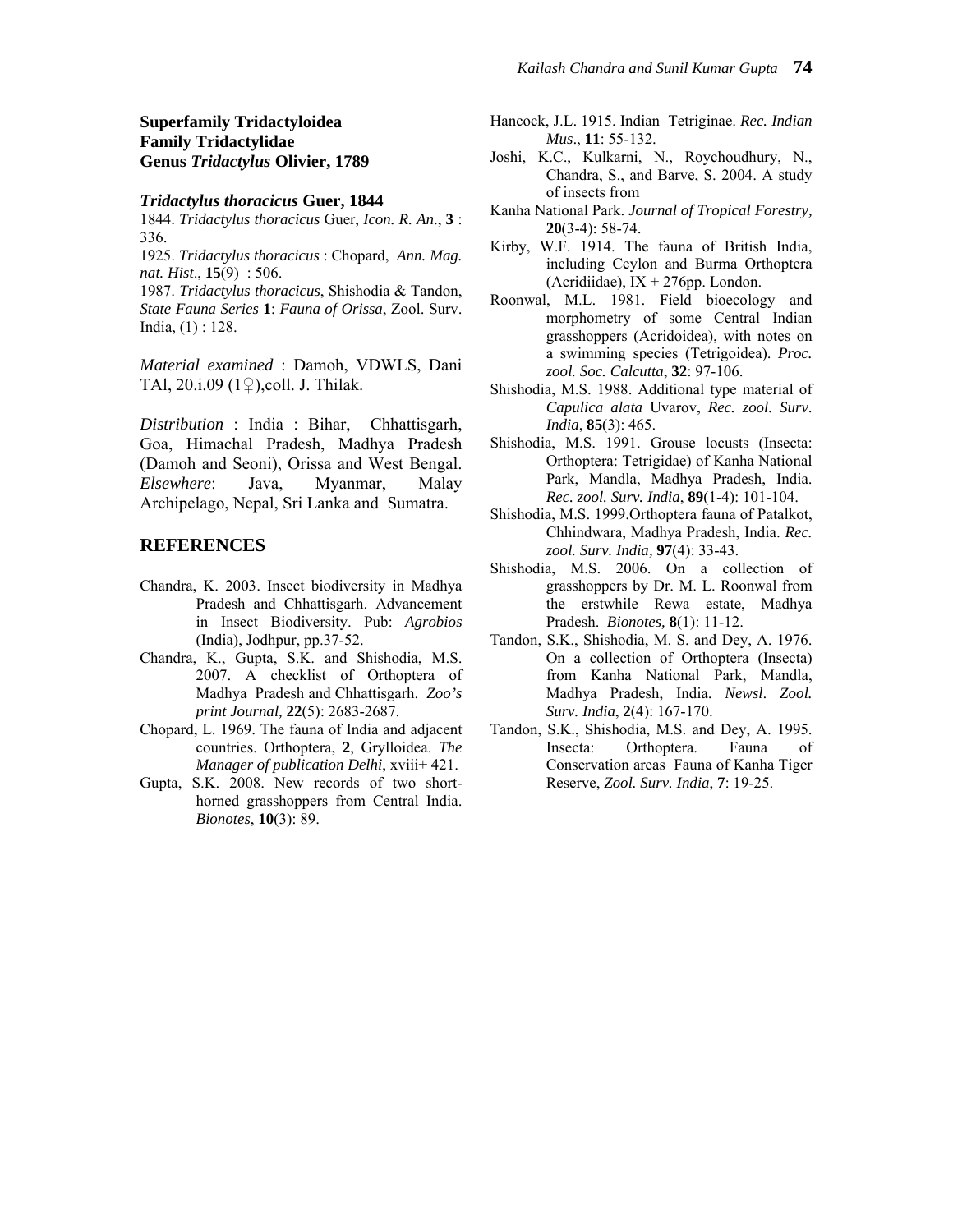**Superfamily Tridactyloidea**
**Family Tridactylidae**
**Genus *Tridactylus* Olivier, 1789**

***Tridactylus thoracicus* Guer, 1844**

1844. *Tridactylus thoracicus* Guer, *Icon. R. An*., **3** : 336.
1925. *Tridactylus thoracicus* : Chopard, *Ann. Mag. nat. Hist*., **15**(9) : 506.
1987. *Tridactylus thoracicus*, Shishodia & Tandon, *State Fauna Series* **1**: *Fauna of Orissa*, Zool. Surv. India, (1) : 128.

*Material examined* : Damoh, VDWLS, Dani TAl, 20.i.09 (1♀),coll. J. Thilak.

*Distribution* : India : Bihar, Chhattisgarh, Goa, Himachal Pradesh, Madhya Pradesh (Damoh and Seoni), Orissa and West Bengal. *Elsewhere*: Java, Myanmar, Malay Archipelago, Nepal, Sri Lanka and Sumatra.

## REFERENCES

Chandra, K. 2003. Insect biodiversity in Madhya Pradesh and Chhattisgarh. Advancement in Insect Biodiversity. Pub: *Agrobios* (India), Jodhpur, pp.37-52.

Chandra, K., Gupta, S.K. and Shishodia, M.S. 2007. A checklist of Orthoptera of Madhya Pradesh and Chhattisgarh. *Zoo's print Journal,* **22**(5): 2683-2687.

Chopard, L. 1969. The fauna of India and adjacent countries. Orthoptera, **2**, Grylloidea. *The Manager of publication Delhi*, xviii+ 421.

Gupta, S.K. 2008. New records of two short-horned grasshoppers from Central India. *Bionotes*, **10**(3): 89.

Hancock, J.L. 1915. Indian Tetriginae. *Rec. Indian Mus*., **11**: 55-132.

Joshi, K.C., Kulkarni, N., Roychoudhury, N., Chandra, S., and Barve, S. 2004. A study of insects from Kanha National Park. *Journal of Tropical Forestry,* **20**(3-4): 58-74.

Kirby, W.F. 1914. The fauna of British India, including Ceylon and Burma Orthoptera (Acridiidae), IX + 276pp. London.

Roonwal, M.L. 1981. Field bioecology and morphometry of some Central Indian grasshoppers (Acridoidea), with notes on a swimming species (Tetrigoidea). *Proc. zool. Soc. Calcutta*, **32**: 97-106.

Shishodia, M.S. 1988. Additional type material of *Capulica alata* Uvarov, *Rec. zool. Surv. India*, **85**(3): 465.

Shishodia, M.S. 1991. Grouse locusts (Insecta: Orthoptera: Tetrigidae) of Kanha National Park, Mandla, Madhya Pradesh, India. *Rec. zool. Surv. India*, **89**(1-4): 101-104.

Shishodia, M.S. 1999.Orthoptera fauna of Patalkot, Chhindwara, Madhya Pradesh, India. *Rec. zool. Surv. India,* **97**(4): 33-43.

Shishodia, M.S. 2006. On a collection of grasshoppers by Dr. M. L. Roonwal from the erstwhile Rewa estate, Madhya Pradesh. *Bionotes,* **8**(1): 11-12.

Tandon, S.K., Shishodia, M. S. and Dey, A. 1976. On a collection of Orthoptera (Insecta) from Kanha National Park, Mandla, Madhya Pradesh, India. *Newsl. Zool. Surv. India*, **2**(4): 167-170.

Tandon, S.K., Shishodia, M.S. and Dey, A. 1995. Insecta: Orthoptera. Fauna of Conservation areas Fauna of Kanha Tiger Reserve, *Zool. Surv. India*, **7**: 19-25.